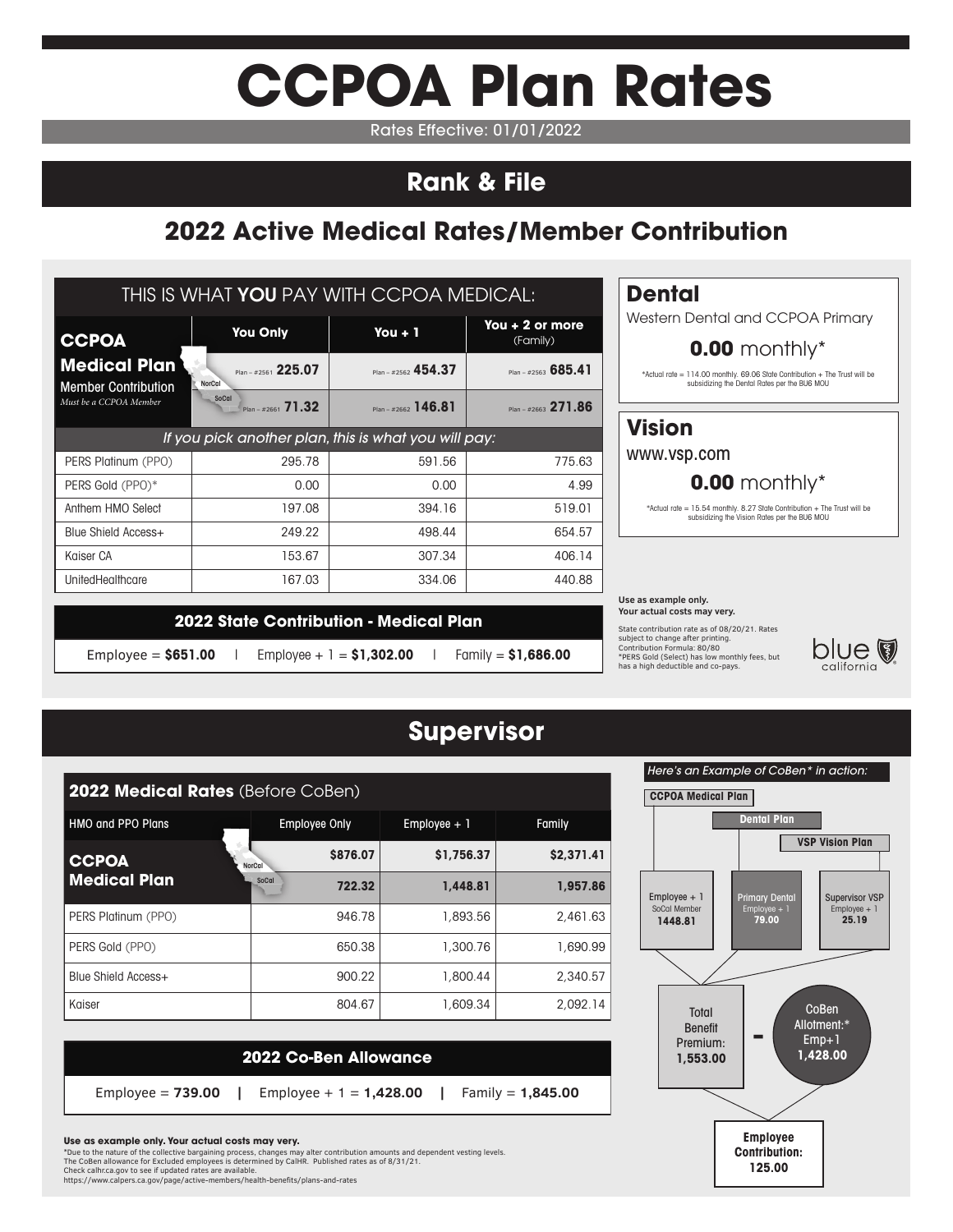# CCPOA Plan Rates

Rates Effective: 01/01/2022

## Rank & File

## 2022 Active Medical Rates/Member Contribution

THIS IS WHAT **YOU** PAY WITH CCPOA MEDICAL:

| **CCPOA Medical Plan** Member Contribution *Must be a CCPOA Member* | | You Only | You + 1 | You + 2 or more (Family) |
|---|---|---|---|---|
| | NorCal | Plan – #2561 **225.07** | Plan – #2562 **454.37** | Plan – #2563 **685.41** |
| | SoCal | Plan – #2661 **71.32** | Plan – #2662 **146.81** | Plan – #2663 **271.86** |
| *If you pick another plan, this is what you will pay:* | | | | |
| PERS Platinum (PPO) | | 295.78 | 591.56 | 775.63 |
| PERS Gold (PPO)* | | 0.00 | 0.00 | 4.99 |
| Anthem HMO Select | | 197.08 | 394.16 | 519.01 |
| Blue Shield Access+ | | 249.22 | 498.44 | 654.57 |
| Kaiser CA | | 153.67 | 307.34 | 406.14 |
| UnitedHealthcare | | 167.03 | 334.06 | 440.88 |

### 2022 State Contribution - Medical Plan

Employee = **$651.00** | Employee + 1 = **$1,302.00** | Family = **$1,686.00**

### Dental

Western Dental and CCPOA Primary

**0.00** monthly*

*Actual rate = 114.00 monthly. 69.06 State Contribution + The Trust will be subsidizing the Dental Rates per the BU6 MOU

### Vision

www.vsp.com

**0.00** monthly*

*Actual rate = 15.54 monthly. 8.27 State Contribution + The Trust will be subsidizing the Vision Rates per the BU6 MOU

**Use as example only. Your actual costs may very.**

State contribution rate as of 08/20/21. Rates subject to change after printing.
Contribution Formula: 80/80
*PERS Gold (Select) has low monthly fees, but has a high deductible and co-pays.

blue california

## Supervisor

| **2022 Medical Rates** (Before CoBen) | | | | |
|---|---|---|---|---|
| HMO and PPO Plans | | Employee Only | Employee + 1 | Family |
| **CCPOA Medical Plan** | NorCal | **$876.07** | **$1,756.37** | **$2,371.41** |
| | SoCal | **722.32** | **1,448.81** | **1,957.86** |
| PERS Platinum (PPO) | | 946.78 | 1,893.56 | 2,461.63 |
| PERS Gold (PPO) | | 650.38 | 1,300.76 | 1,690.99 |
| Blue Shield Access+ | | 900.22 | 1,800.44 | 2,340.57 |
| Kaiser | | 804.67 | 1,609.34 | 2,092.14 |

### 2022 Co-Ben Allowance

Employee = **739.00** | Employee + 1 = **1,428.00** | Family = **1,845.00**

*Here's an Example of CoBen* in action:*

- **CCPOA Medical Plan**: Employee + 1 SoCal Member **1448.81**
- **Dental Plan**: Primary Dental Employee + 1 **79.00**
- **VSP Vision Plan**: Supervisor VSP Employee + 1 **25.19**

Total Benefit Premium: **1,553.00** - CoBen Allotment:* Emp+1 **1,428.00**

**Employee Contribution: 125.00**

**Use as example only. Your actual costs may very.**

*Due to the nature of the collective bargaining process, changes may alter contribution amounts and dependent vesting levels.
The CoBen allowance for Excluded employees is determined by CalHR. Published rates as of 8/31/21.
Check calhr.ca.gov to see if updated rates are available.
https://www.calpers.ca.gov/page/active-members/health-benefits/plans-and-rates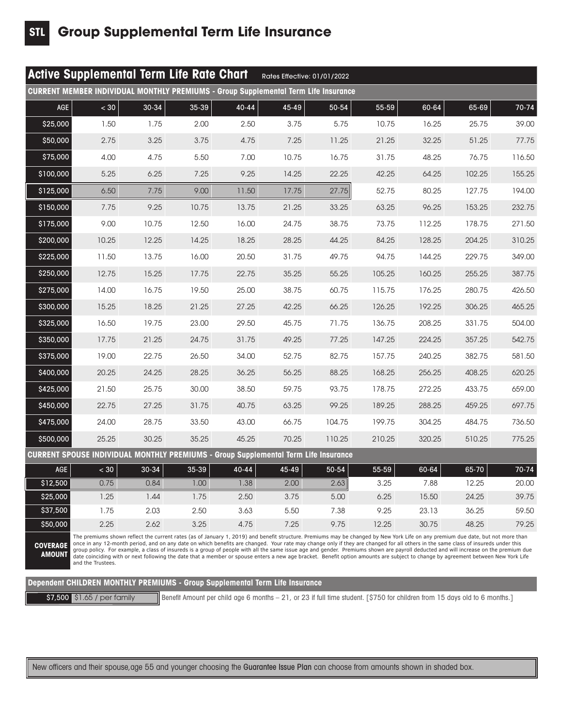# STL Group Supplemental Term Life Insurance

## Active Supplemental Term Life Rate Chart

Rates Effective: 01/01/2022

**CURRENT MEMBER INDIVIDUAL MONTHLY PREMIUMS - Group Supplemental Term Life Insurance**

| AGE | < 30 | 30-34 | 35-39 | 40-44 | 45-49 | 50-54 | 55-59 | 60-64 | 65-69 | 70-74 |
|---|---|---|---|---|---|---|---|---|---|---|
| $25,000 | 1.50 | 1.75 | 2.00 | 2.50 | 3.75 | 5.75 | 10.75 | 16.25 | 25.75 | 39.00 |
| $50,000 | 2.75 | 3.25 | 3.75 | 4.75 | 7.25 | 11.25 | 21.25 | 32.25 | 51.25 | 77.75 |
| $75,000 | 4.00 | 4.75 | 5.50 | 7.00 | 10.75 | 16.75 | 31.75 | 48.25 | 76.75 | 116.50 |
| $100,000 | 5.25 | 6.25 | 7.25 | 9.25 | 14.25 | 22.25 | 42.25 | 64.25 | 102.25 | 155.25 |
| $125,000 | 6.50 | 7.75 | 9.00 | 11.50 | 17.75 | 27.75 | 52.75 | 80.25 | 127.75 | 194.00 |
| $150,000 | 7.75 | 9.25 | 10.75 | 13.75 | 21.25 | 33.25 | 63.25 | 96.25 | 153.25 | 232.75 |
| $175,000 | 9.00 | 10.75 | 12.50 | 16.00 | 24.75 | 38.75 | 73.75 | 112.25 | 178.75 | 271.50 |
| $200,000 | 10.25 | 12.25 | 14.25 | 18.25 | 28.25 | 44.25 | 84.25 | 128.25 | 204.25 | 310.25 |
| $225,000 | 11.50 | 13.75 | 16.00 | 20.50 | 31.75 | 49.75 | 94.75 | 144.25 | 229.75 | 349.00 |
| $250,000 | 12.75 | 15.25 | 17.75 | 22.75 | 35.25 | 55.25 | 105.25 | 160.25 | 255.25 | 387.75 |
| $275,000 | 14.00 | 16.75 | 19.50 | 25.00 | 38.75 | 60.75 | 115.75 | 176.25 | 280.75 | 426.50 |
| $300,000 | 15.25 | 18.25 | 21.25 | 27.25 | 42.25 | 66.25 | 126.25 | 192.25 | 306.25 | 465.25 |
| $325,000 | 16.50 | 19.75 | 23.00 | 29.50 | 45.75 | 71.75 | 136.75 | 208.25 | 331.75 | 504.00 |
| $350,000 | 17.75 | 21.25 | 24.75 | 31.75 | 49.25 | 77.25 | 147.25 | 224.25 | 357.25 | 542.75 |
| $375,000 | 19.00 | 22.75 | 26.50 | 34.00 | 52.75 | 82.75 | 157.75 | 240.25 | 382.75 | 581.50 |
| $400,000 | 20.25 | 24.25 | 28.25 | 36.25 | 56.25 | 88.25 | 168.25 | 256.25 | 408.25 | 620.25 |
| $425,000 | 21.50 | 25.75 | 30.00 | 38.50 | 59.75 | 93.75 | 178.75 | 272.25 | 433.75 | 659.00 |
| $450,000 | 22.75 | 27.25 | 31.75 | 40.75 | 63.25 | 99.25 | 189.25 | 288.25 | 459.25 | 697.75 |
| $475,000 | 24.00 | 28.75 | 33.50 | 43.00 | 66.75 | 104.75 | 199.75 | 304.25 | 484.75 | 736.50 |
| $500,000 | 25.25 | 30.25 | 35.25 | 45.25 | 70.25 | 110.25 | 210.25 | 320.25 | 510.25 | 775.25 |

**CURRENT SPOUSE INDIVIDUAL MONTHLY PREMIUMS - Group Supplemental Term Life Insurance**

| AGE | < 30 | 30-34 | 35-39 | 40-44 | 45-49 | 50-54 | 55-59 | 60-64 | 65-70 | 70-74 |
|---|---|---|---|---|---|---|---|---|---|---|
| $12,500 | 0.75 | 0.84 | 1.00 | 1.38 | 2.00 | 2.63 | 3.25 | 7.88 | 12.25 | 20.00 |
| $25,000 | 1.25 | 1.44 | 1.75 | 2.50 | 3.75 | 5.00 | 6.25 | 15.50 | 24.25 | 39.75 |
| $37,500 | 1.75 | 2.03 | 2.50 | 3.63 | 5.50 | 7.38 | 9.25 | 23.13 | 36.25 | 59.50 |
| $50,000 | 2.25 | 2.62 | 3.25 | 4.75 | 7.25 | 9.75 | 12.25 | 30.75 | 48.25 | 79.25 |

**COVERAGE AMOUNT**

The premiums shown reflect the current rates (as of January 1, 2019) and benefit structure. Premiums may be changed by New York Life on any premium due date, but not more than once in any 12-month period, and on any date on which benefits are changed. Your rate may change only if they are changed for all others in the same class of insureds under this group policy. For example, a class of insureds is a group of people with all the same issue age and gender. Premiums shown are payroll deducted and will increase on the premium due date coinciding with or next following the date that a member or spouse enters a new age bracket. Benefit option amounts are subject to change by agreement between New York Life and the Trustees.

**Dependent CHILDREN MONTHLY PREMIUMS - Group Supplemental Term Life Insurance**

| $7,500 | $1.65 / per family | Benefit Amount per child age 6 months – 21, or 23 if full time student. [$750 for children from 15 days old to 6 months.] |
|---|---|---|

New officers and their spouse,age 55 and younger choosing the **Guarantee Issue Plan** can choose from amounts shown in shaded box.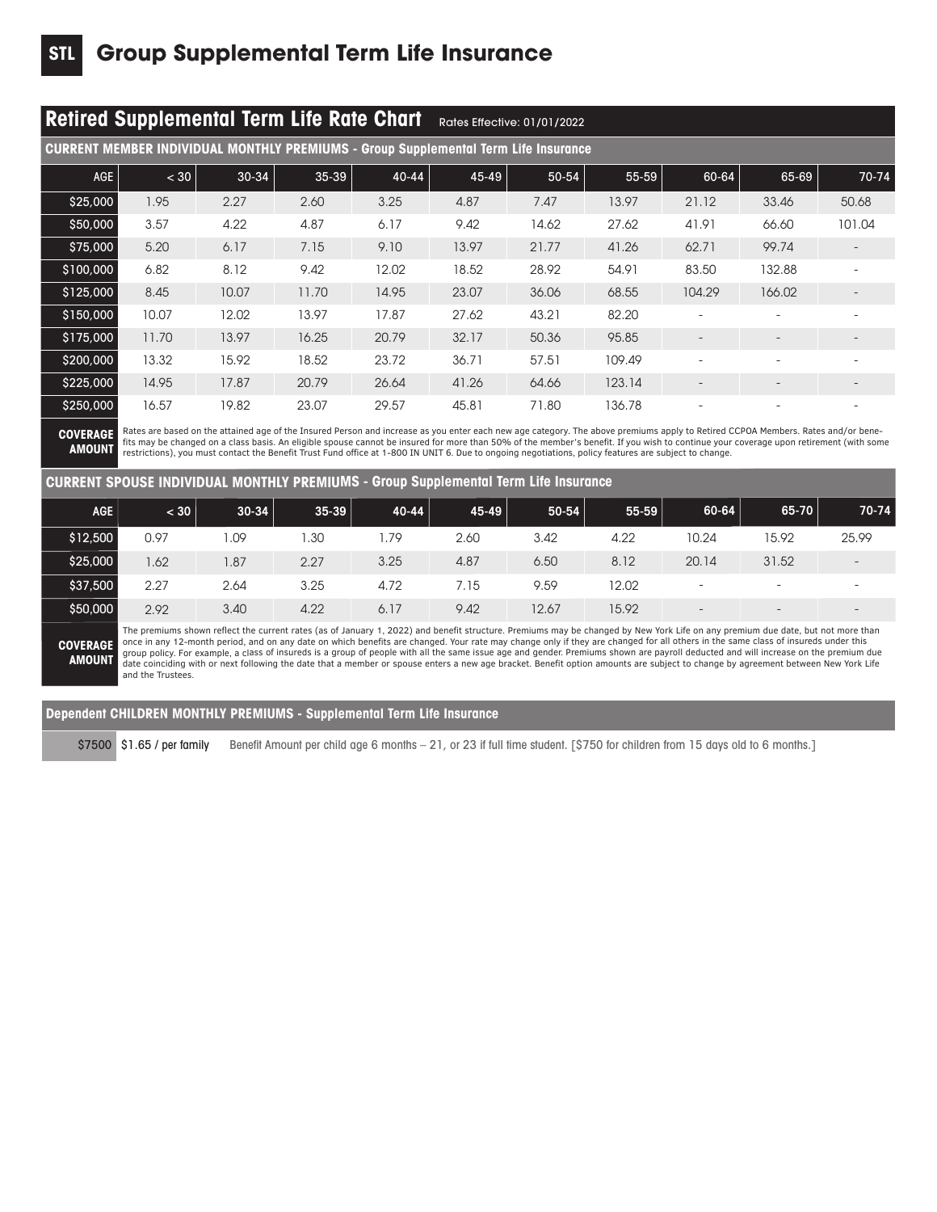# STL Group Supplemental Term Life Insurance

## Retired Supplemental Term Life Rate Chart

Rates Effective: 01/01/2022

### CURRENT MEMBER INDIVIDUAL MONTHLY PREMIUMS - Group Supplemental Term Life Insurance

| AGE | < 30 | 30-34 | 35-39 | 40-44 | 45-49 | 50-54 | 55-59 | 60-64 | 65-69 | 70-74 |
|---|---|---|---|---|---|---|---|---|---|---|
| $25,000 | 1.95 | 2.27 | 2.60 | 3.25 | 4.87 | 7.47 | 13.97 | 21.12 | 33.46 | 50.68 |
| $50,000 | 3.57 | 4.22 | 4.87 | 6.17 | 9.42 | 14.62 | 27.62 | 41.91 | 66.60 | 101.04 |
| $75,000 | 5.20 | 6.17 | 7.15 | 9.10 | 13.97 | 21.77 | 41.26 | 62.71 | 99.74 | - |
| $100,000 | 6.82 | 8.12 | 9.42 | 12.02 | 18.52 | 28.92 | 54.91 | 83.50 | 132.88 | - |
| $125,000 | 8.45 | 10.07 | 11.70 | 14.95 | 23.07 | 36.06 | 68.55 | 104.29 | 166.02 | - |
| $150,000 | 10.07 | 12.02 | 13.97 | 17.87 | 27.62 | 43.21 | 82.20 | - | - | - |
| $175,000 | 11.70 | 13.97 | 16.25 | 20.79 | 32.17 | 50.36 | 95.85 | - | - | - |
| $200,000 | 13.32 | 15.92 | 18.52 | 23.72 | 36.71 | 57.51 | 109.49 | - | - | - |
| $225,000 | 14.95 | 17.87 | 20.79 | 26.64 | 41.26 | 64.66 | 123.14 | - | - | - |
| $250,000 | 16.57 | 19.82 | 23.07 | 29.57 | 45.81 | 71.80 | 136.78 | - | - | - |

**COVERAGE AMOUNT**

Rates are based on the attained age of the Insured Person and increase as you enter each new age category. The above premiums apply to Retired CCPOA Members. Rates and/or benefits may be changed on a class basis. An eligible spouse cannot be insured for more than 50% of the member's benefit. If you wish to continue your coverage upon retirement (with some restrictions), you must contact the Benefit Trust Fund office at 1-800 IN UNIT 6. Due to ongoing negotiations, policy features are subject to change.

### CURRENT SPOUSE INDIVIDUAL MONTHLY PREMIUMS - Group Supplemental Term Life Insurance

| AGE | < 30 | 30-34 | 35-39 | 40-44 | 45-49 | 50-54 | 55-59 | 60-64 | 65-70 | 70-74 |
|---|---|---|---|---|---|---|---|---|---|---|
| $12,500 | 0.97 | 1.09 | 1.30 | 1.79 | 2.60 | 3.42 | 4.22 | 10.24 | 15.92 | 25.99 |
| $25,000 | 1.62 | 1.87 | 2.27 | 3.25 | 4.87 | 6.50 | 8.12 | 20.14 | 31.52 | - |
| $37,500 | 2.27 | 2.64 | 3.25 | 4.72 | 7.15 | 9.59 | 12.02 | - | - | - |
| $50,000 | 2.92 | 3.40 | 4.22 | 6.17 | 9.42 | 12.67 | 15.92 | - | - | - |

**COVERAGE AMOUNT**

The premiums shown reflect the current rates (as of January 1, 2022) and benefit structure. Premiums may be changed by New York Life on any premium due date, but not more than once in any 12-month period, and on any date on which benefits are changed. Your rate may change only if they are changed for all others in the same class of insureds under this group policy. For example, a class of insureds is a group of people with all the same issue age and gender. Premiums shown are payroll deducted and will increase on the premium due date coinciding with or next following the date that a member or spouse enters a new age bracket. Benefit option amounts are subject to change by agreement between New York Life and the Trustees.

### Dependent CHILDREN MONTHLY PREMIUMS - Supplemental Term Life Insurance

| | | |
|---|---|---|
| $7500 | $1.65 / per family | Benefit Amount per child age 6 months – 21, or 23 if full time student. [$750 for children from 15 days old to 6 months.] |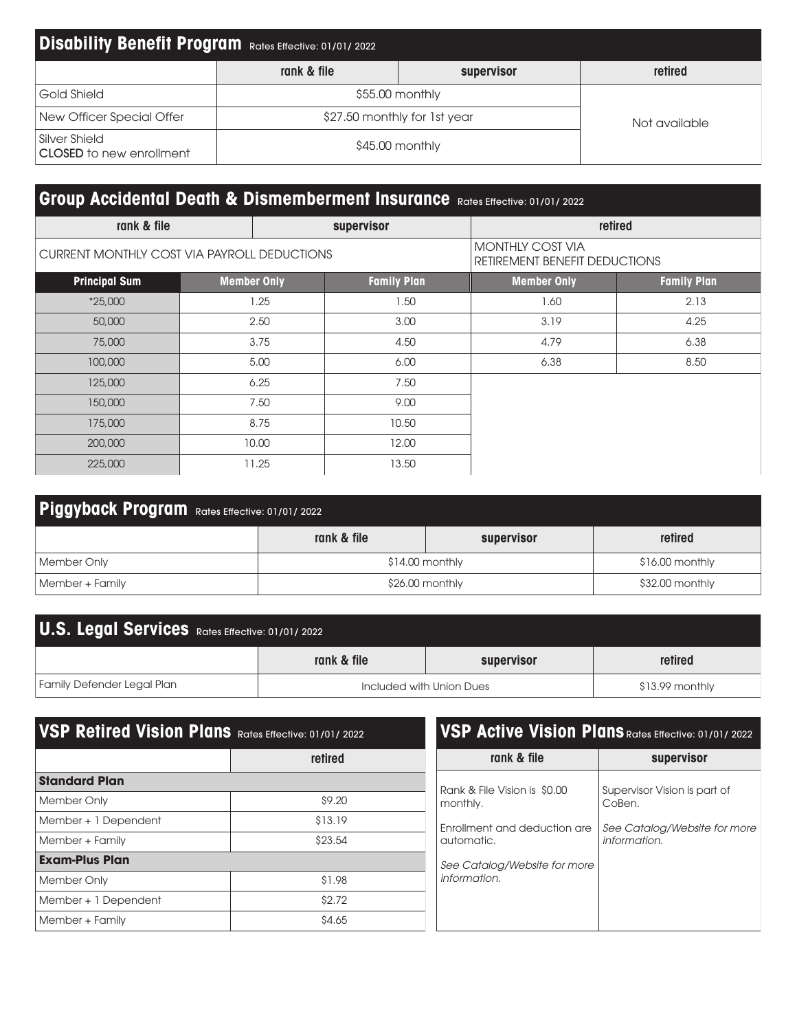## Disability Benefit Program Rates Effective: 01/01/ 2022

| | rank & file | supervisor | retired |
|---|---|---|---|
| Gold Shield | $55.00 monthly | | Not available |
| New Officer Special Offer | $27.50 monthly for 1st year | | |
| Silver Shield **CLOSED** to new enrollment | $45.00 monthly | | |

## Group Accidental Death & Dismemberment Insurance Rates Effective: 01/01/ 2022

| rank & file | supervisor | | retired | |
|---|---|---|---|---|
| CURRENT MONTHLY COST VIA PAYROLL DEDUCTIONS | | | MONTHLY COST VIA RETIREMENT BENEFIT DEDUCTIONS | |
| **Principal Sum** | **Member Only** | **Family Plan** | **Member Only** | **Family Plan** |
| *25,000 | 1.25 | 1.50 | 1.60 | 2.13 |
| 50,000 | 2.50 | 3.00 | 3.19 | 4.25 |
| 75,000 | 3.75 | 4.50 | 4.79 | 6.38 |
| 100,000 | 5.00 | 6.00 | 6.38 | 8.50 |
| 125,000 | 6.25 | 7.50 | | |
| 150,000 | 7.50 | 9.00 | | |
| 175,000 | 8.75 | 10.50 | | |
| 200,000 | 10.00 | 12.00 | | |
| 225,000 | 11.25 | 13.50 | | |

## Piggyback Program Rates Effective: 01/01/ 2022

| | rank & file | supervisor | retired |
|---|---|---|---|
| Member Only | $14.00 monthly | | $16.00 monthly |
| Member + Family | $26.00 monthly | | $32.00 monthly |

## U.S. Legal Services Rates Effective: 01/01/ 2022

| | rank & file | supervisor | retired |
|---|---|---|---|
| Family Defender Legal Plan | Included with Union Dues | | $13.99 monthly |

## VSP Retired Vision Plans Rates Effective: 01/01/ 2022

| | retired |
|---|---|
| **Standard Plan** | |
| Member Only | $9.20 |
| Member + 1 Dependent | $13.19 |
| Member + Family | $23.54 |
| **Exam-Plus Plan** | |
| Member Only | $1.98 |
| Member + 1 Dependent | $2.72 |
| Member + Family | $4.65 |

## VSP Active Vision Plans Rates Effective: 01/01/ 2022

| rank & file | supervisor |
|---|---|
| Rank & File Vision is $0.00 monthly. | Supervisor Vision is part of CoBen. |
| Enrollment and deduction are automatic. | *See Catalog/Website for more information.* |
| *See Catalog/Website for more information.* | |